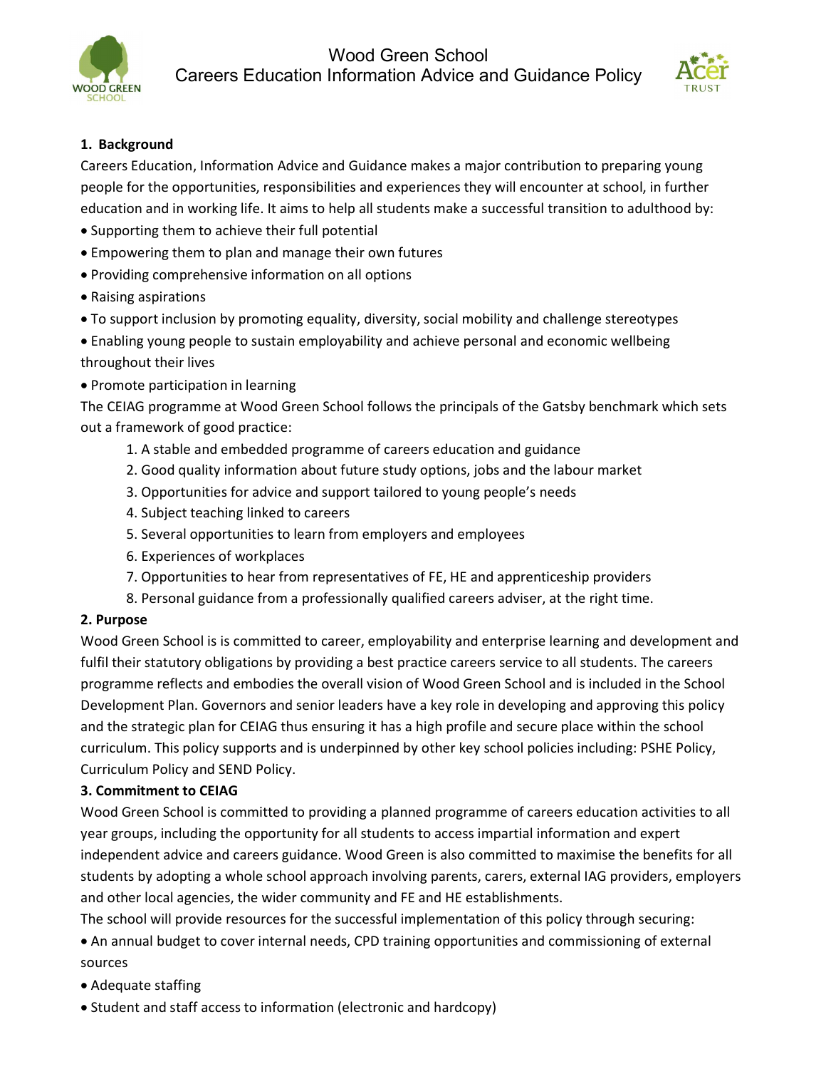# Wood Green School
## Careers Education Information Advice and Guidance Policy

### 1. Background

Careers Education, Information Advice and Guidance makes a major contribution to preparing young people for the opportunities, responsibilities and experiences they will encounter at school, in further education and in working life. It aims to help all students make a successful transition to adulthood by:

- Supporting them to achieve their full potential
- Empowering them to plan and manage their own futures
- Providing comprehensive information on all options
- Raising aspirations
- To support inclusion by promoting equality, diversity, social mobility and challenge stereotypes
- Enabling young people to sustain employability and achieve personal and economic wellbeing throughout their lives
- Promote participation in learning

The CEIAG programme at Wood Green School follows the principals of the Gatsby benchmark which sets out a framework of good practice:

1. A stable and embedded programme of careers education and guidance
2. Good quality information about future study options, jobs and the labour market
3. Opportunities for advice and support tailored to young people's needs
4. Subject teaching linked to careers
5. Several opportunities to learn from employers and employees
6. Experiences of workplaces
7. Opportunities to hear from representatives of FE, HE and apprenticeship providers
8. Personal guidance from a professionally qualified careers adviser, at the right time.

### 2. Purpose

Wood Green School is is committed to career, employability and enterprise learning and development and fulfil their statutory obligations by providing a best practice careers service to all students. The careers programme reflects and embodies the overall vision of Wood Green School and is included in the School Development Plan. Governors and senior leaders have a key role in developing and approving this policy and the strategic plan for CEIAG thus ensuring it has a high profile and secure place within the school curriculum. This policy supports and is underpinned by other key school policies including: PSHE Policy, Curriculum Policy and SEND Policy.

### 3. Commitment to CEIAG

Wood Green School is committed to providing a planned programme of careers education activities to all year groups, including the opportunity for all students to access impartial information and expert independent advice and careers guidance. Wood Green is also committed to maximise the benefits for all students by adopting a whole school approach involving parents, carers, external IAG providers, employers and other local agencies, the wider community and FE and HE establishments.

The school will provide resources for the successful implementation of this policy through securing:

- An annual budget to cover internal needs, CPD training opportunities and commissioning of external sources
- Adequate staffing
- Student and staff access to information (electronic and hardcopy)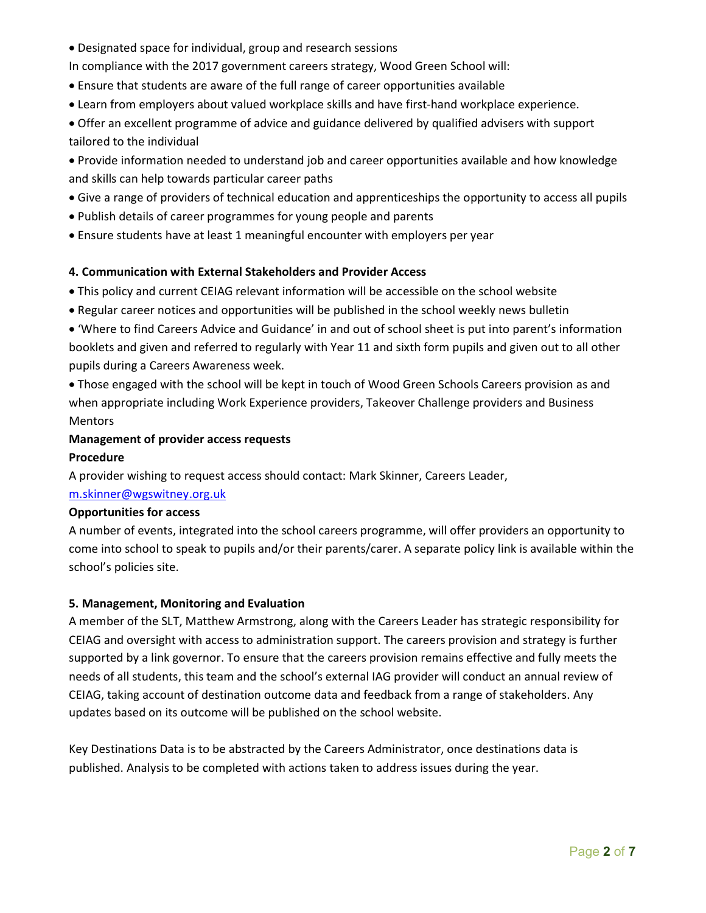- Designated space for individual, group and research sessions

In compliance with the 2017 government careers strategy, Wood Green School will:

- Ensure that students are aware of the full range of career opportunities available
- Learn from employers about valued workplace skills and have first-hand workplace experience.
- Offer an excellent programme of advice and guidance delivered by qualified advisers with support tailored to the individual
- Provide information needed to understand job and career opportunities available and how knowledge and skills can help towards particular career paths
- Give a range of providers of technical education and apprenticeships the opportunity to access all pupils
- Publish details of career programmes for young people and parents
- Ensure students have at least 1 meaningful encounter with employers per year

**4. Communication with External Stakeholders and Provider Access**

- This policy and current CEIAG relevant information will be accessible on the school website
- Regular career notices and opportunities will be published in the school weekly news bulletin
- 'Where to find Careers Advice and Guidance' in and out of school sheet is put into parent's information booklets and given and referred to regularly with Year 11 and sixth form pupils and given out to all other pupils during a Careers Awareness week.
- Those engaged with the school will be kept in touch of Wood Green Schools Careers provision as and when appropriate including Work Experience providers, Takeover Challenge providers and Business Mentors

**Management of provider access requests**

**Procedure**

A provider wishing to request access should contact: Mark Skinner, Careers Leader, m.skinner@wgswitney.org.uk

**Opportunities for access**

A number of events, integrated into the school careers programme, will offer providers an opportunity to come into school to speak to pupils and/or their parents/carer. A separate policy link is available within the school's policies site.

**5. Management, Monitoring and Evaluation**

A member of the SLT, Matthew Armstrong, along with the Careers Leader has strategic responsibility for CEIAG and oversight with access to administration support. The careers provision and strategy is further supported by a link governor. To ensure that the careers provision remains effective and fully meets the needs of all students, this team and the school's external IAG provider will conduct an annual review of CEIAG, taking account of destination outcome data and feedback from a range of stakeholders. Any updates based on its outcome will be published on the school website.

Key Destinations Data is to be abstracted by the Careers Administrator, once destinations data is published. Analysis to be completed with actions taken to address issues during the year.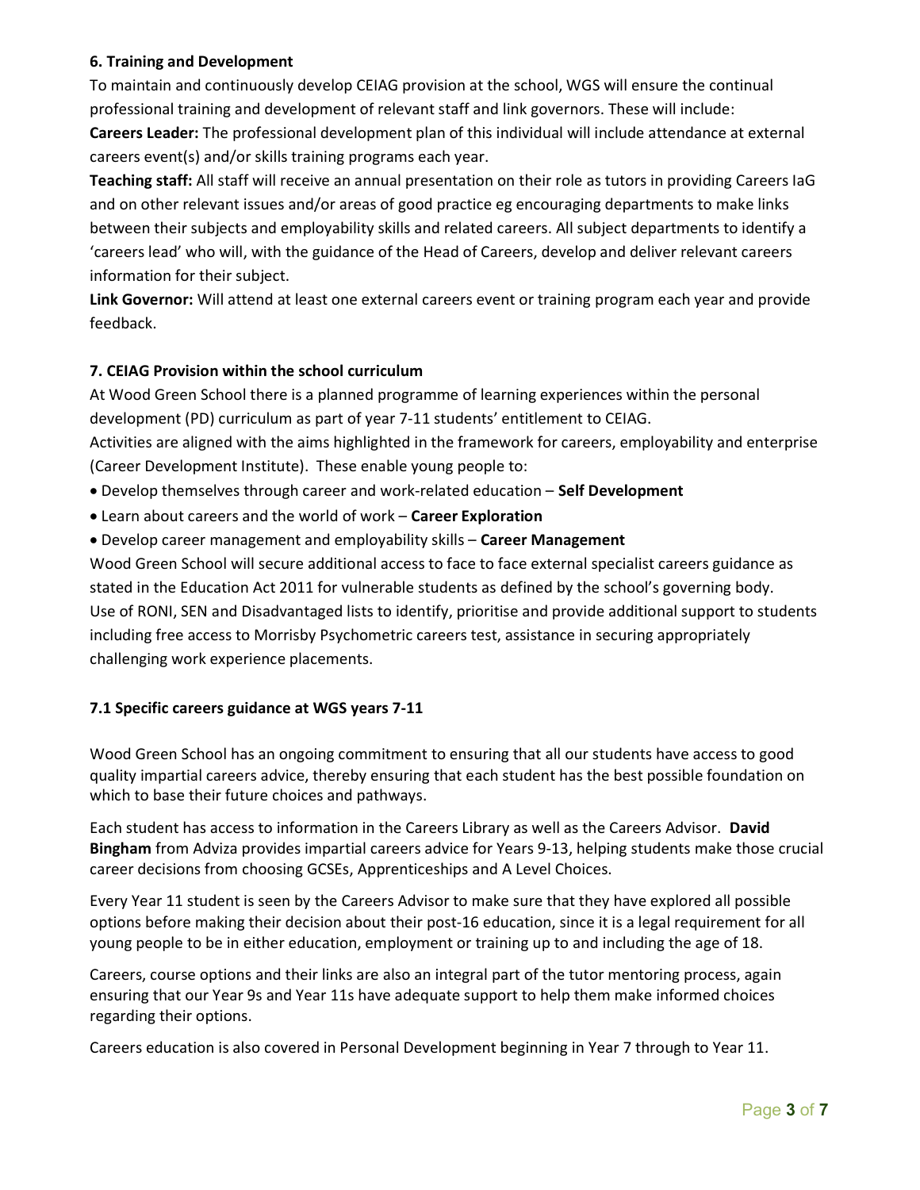### 6. Training and Development

To maintain and continuously develop CEIAG provision at the school, WGS will ensure the continual professional training and development of relevant staff and link governors. These will include:

**Careers Leader:** The professional development plan of this individual will include attendance at external careers event(s) and/or skills training programs each year.

**Teaching staff:** All staff will receive an annual presentation on their role as tutors in providing Careers IaG and on other relevant issues and/or areas of good practice eg encouraging departments to make links between their subjects and employability skills and related careers. All subject departments to identify a 'careers lead' who will, with the guidance of the Head of Careers, develop and deliver relevant careers information for their subject.

**Link Governor:** Will attend at least one external careers event or training program each year and provide feedback.

### 7. CEIAG Provision within the school curriculum

At Wood Green School there is a planned programme of learning experiences within the personal development (PD) curriculum as part of year 7-11 students' entitlement to CEIAG.

Activities are aligned with the aims highlighted in the framework for careers, employability and enterprise (Career Development Institute). These enable young people to:

- Develop themselves through career and work-related education – **Self Development**
- Learn about careers and the world of work – **Career Exploration**
- Develop career management and employability skills – **Career Management**

Wood Green School will secure additional access to face to face external specialist careers guidance as stated in the Education Act 2011 for vulnerable students as defined by the school's governing body.
Use of RONI, SEN and Disadvantaged lists to identify, prioritise and provide additional support to students including free access to Morrisby Psychometric careers test, assistance in securing appropriately challenging work experience placements.

### 7.1 Specific careers guidance at WGS years 7-11

Wood Green School has an ongoing commitment to ensuring that all our students have access to good quality impartial careers advice, thereby ensuring that each student has the best possible foundation on which to base their future choices and pathways.

Each student has access to information in the Careers Library as well as the Careers Advisor. **David Bingham** from Adviza provides impartial careers advice for Years 9-13, helping students make those crucial career decisions from choosing GCSEs, Apprenticeships and A Level Choices.

Every Year 11 student is seen by the Careers Advisor to make sure that they have explored all possible options before making their decision about their post-16 education, since it is a legal requirement for all young people to be in either education, employment or training up to and including the age of 18.

Careers, course options and their links are also an integral part of the tutor mentoring process, again ensuring that our Year 9s and Year 11s have adequate support to help them make informed choices regarding their options.

Careers education is also covered in Personal Development beginning in Year 7 through to Year 11.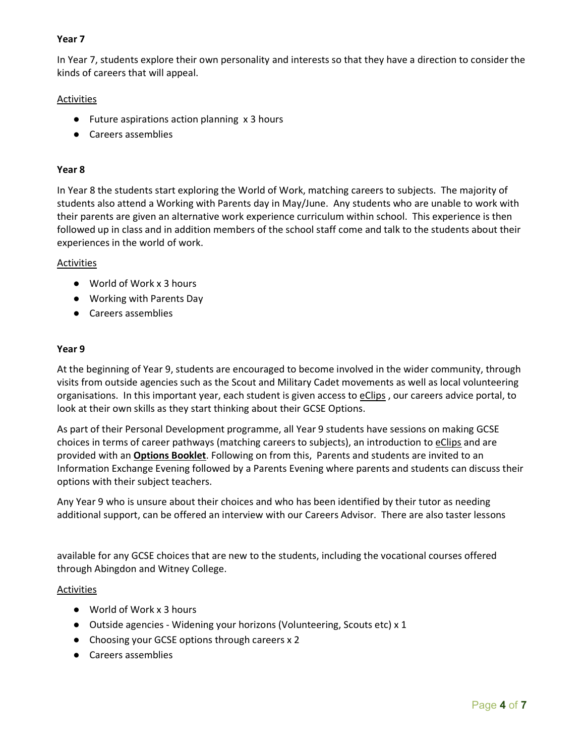**Year 7**

In Year 7, students explore their own personality and interests so that they have a direction to consider the kinds of careers that will appeal.

Activities

- Future aspirations action planning x 3 hours
- Careers assemblies

**Year 8**

In Year 8 the students start exploring the World of Work, matching careers to subjects. The majority of students also attend a Working with Parents day in May/June. Any students who are unable to work with their parents are given an alternative work experience curriculum within school. This experience is then followed up in class and in addition members of the school staff come and talk to the students about their experiences in the world of work.

Activities

- World of Work x 3 hours
- Working with Parents Day
- Careers assemblies

**Year 9**

At the beginning of Year 9, students are encouraged to become involved in the wider community, through visits from outside agencies such as the Scout and Military Cadet movements as well as local volunteering organisations. In this important year, each student is given access to eClips , our careers advice portal, to look at their own skills as they start thinking about their GCSE Options.

As part of their Personal Development programme, all Year 9 students have sessions on making GCSE choices in terms of career pathways (matching careers to subjects), an introduction to eClips and are provided with an **Options Booklet**. Following on from this, Parents and students are invited to an Information Exchange Evening followed by a Parents Evening where parents and students can discuss their options with their subject teachers.

Any Year 9 who is unsure about their choices and who has been identified by their tutor as needing additional support, can be offered an interview with our Careers Advisor. There are also taster lessons available for any GCSE choices that are new to the students, including the vocational courses offered through Abingdon and Witney College.

Activities

- World of Work x 3 hours
- Outside agencies - Widening your horizons (Volunteering, Scouts etc) x 1
- Choosing your GCSE options through careers x 2
- Careers assemblies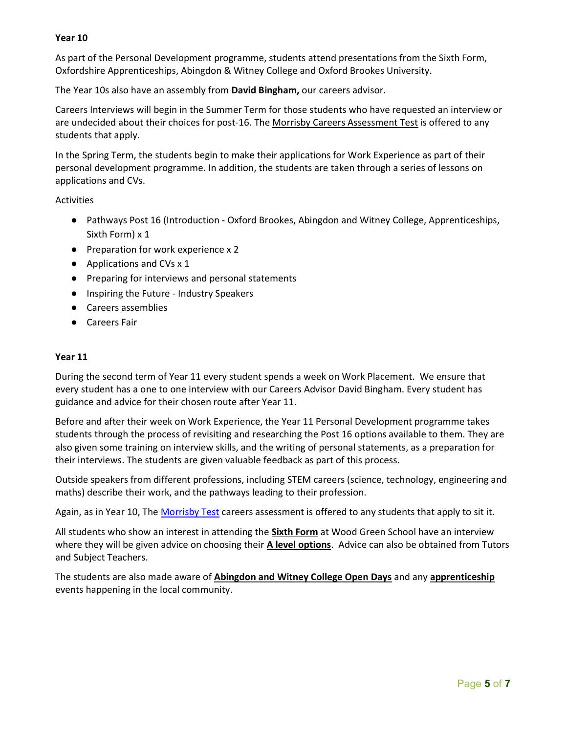**Year 10**

As part of the Personal Development programme, students attend presentations from the Sixth Form, Oxfordshire Apprenticeships, Abingdon & Witney College and Oxford Brookes University.

The Year 10s also have an assembly from **David Bingham,** our careers advisor.

Careers Interviews will begin in the Summer Term for those students who have requested an interview or are undecided about their choices for post-16. The Morrisby Careers Assessment Test is offered to any students that apply.

In the Spring Term, the students begin to make their applications for Work Experience as part of their personal development programme. In addition, the students are taken through a series of lessons on applications and CVs.

Activities

- Pathways Post 16 (Introduction - Oxford Brookes, Abingdon and Witney College, Apprenticeships, Sixth Form) x 1
- Preparation for work experience x 2
- Applications and CVs x 1
- Preparing for interviews and personal statements
- Inspiring the Future - Industry Speakers
- Careers assemblies
- Careers Fair

**Year 11**

During the second term of Year 11 every student spends a week on Work Placement. We ensure that every student has a one to one interview with our Careers Advisor David Bingham. Every student has guidance and advice for their chosen route after Year 11.

Before and after their week on Work Experience, the Year 11 Personal Development programme takes students through the process of revisiting and researching the Post 16 options available to them. They are also given some training on interview skills, and the writing of personal statements, as a preparation for their interviews. The students are given valuable feedback as part of this process.

Outside speakers from different professions, including STEM careers (science, technology, engineering and maths) describe their work, and the pathways leading to their profession.

Again, as in Year 10, The Morrisby Test careers assessment is offered to any students that apply to sit it.

All students who show an interest in attending the **Sixth Form** at Wood Green School have an interview where they will be given advice on choosing their **A level options**. Advice can also be obtained from Tutors and Subject Teachers.

The students are also made aware of **Abingdon and Witney College Open Days** and any **apprenticeship** events happening in the local community.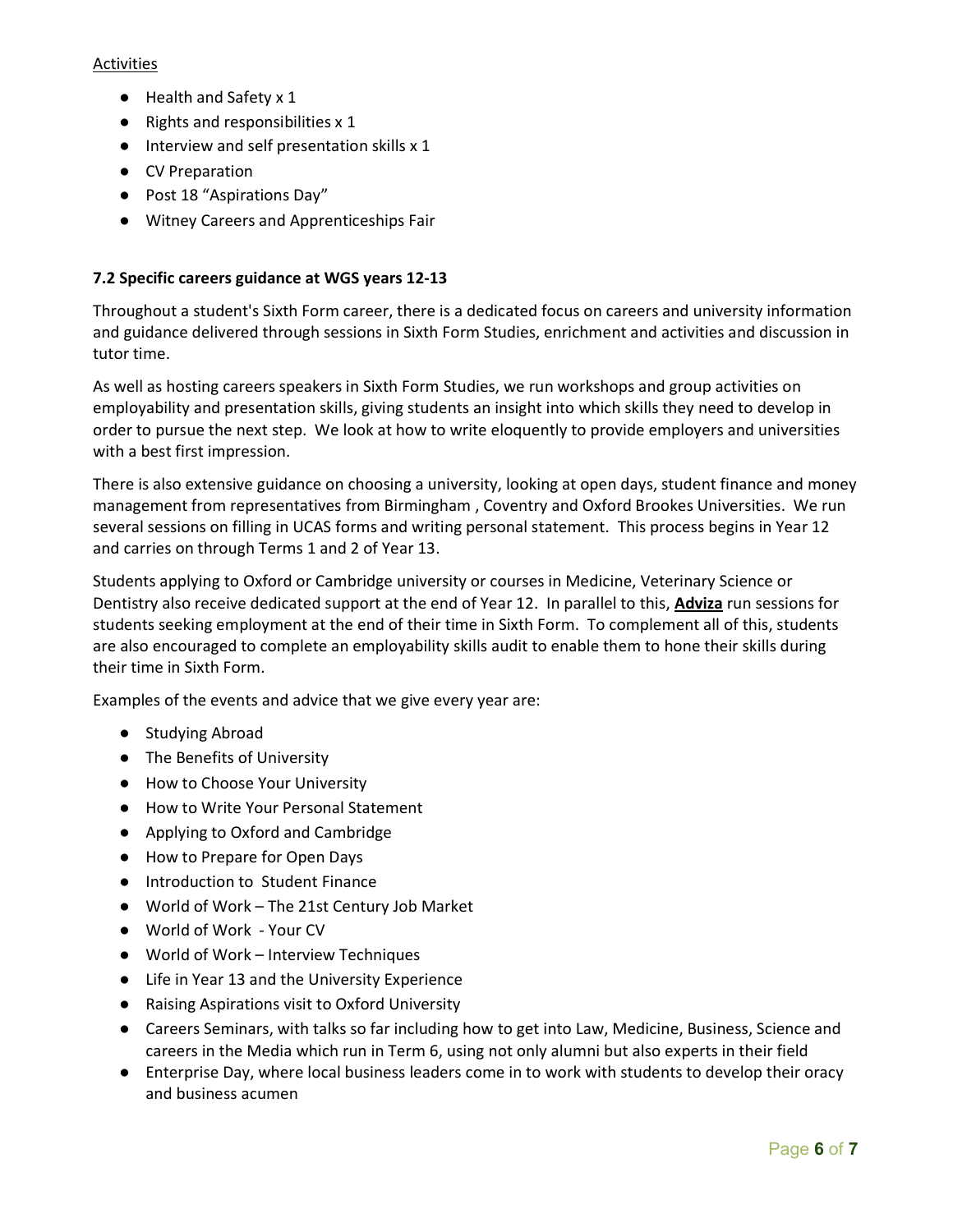Activities

- Health and Safety x 1
- Rights and responsibilities x 1
- Interview and self presentation skills x 1
- CV Preparation
- Post 18 “Aspirations Day”
- Witney Careers and Apprenticeships Fair

### 7.2 Specific careers guidance at WGS years 12-13

Throughout a student's Sixth Form career, there is a dedicated focus on careers and university information and guidance delivered through sessions in Sixth Form Studies, enrichment and activities and discussion in tutor time.

As well as hosting careers speakers in Sixth Form Studies, we run workshops and group activities on employability and presentation skills, giving students an insight into which skills they need to develop in order to pursue the next step. We look at how to write eloquently to provide employers and universities with a best first impression.

There is also extensive guidance on choosing a university, looking at open days, student finance and money management from representatives from Birmingham , Coventry and Oxford Brookes Universities. We run several sessions on filling in UCAS forms and writing personal statement. This process begins in Year 12 and carries on through Terms 1 and 2 of Year 13.

Students applying to Oxford or Cambridge university or courses in Medicine, Veterinary Science or Dentistry also receive dedicated support at the end of Year 12. In parallel to this, **Adviza** run sessions for students seeking employment at the end of their time in Sixth Form. To complement all of this, students are also encouraged to complete an employability skills audit to enable them to hone their skills during their time in Sixth Form.

Examples of the events and advice that we give every year are:

- Studying Abroad
- The Benefits of University
- How to Choose Your University
- How to Write Your Personal Statement
- Applying to Oxford and Cambridge
- How to Prepare for Open Days
- Introduction to Student Finance
- World of Work – The 21st Century Job Market
- World of Work - Your CV
- World of Work – Interview Techniques
- Life in Year 13 and the University Experience
- Raising Aspirations visit to Oxford University
- Careers Seminars, with talks so far including how to get into Law, Medicine, Business, Science and careers in the Media which run in Term 6, using not only alumni but also experts in their field
- Enterprise Day, where local business leaders come in to work with students to develop their oracy and business acumen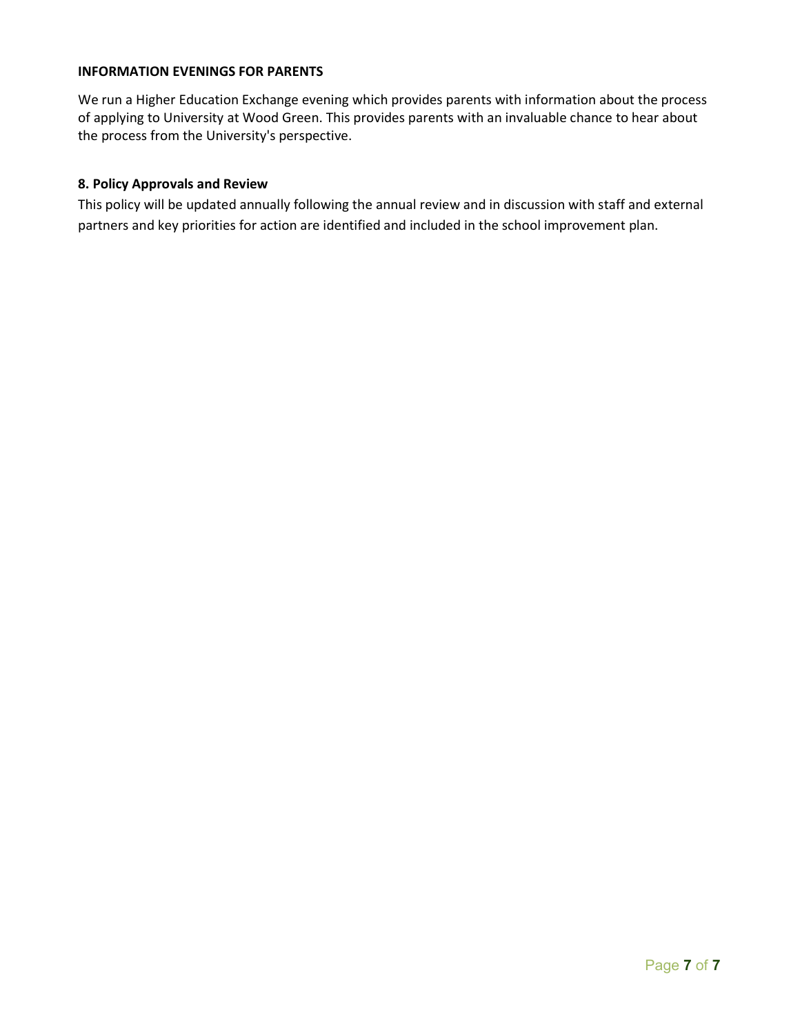**INFORMATION EVENINGS FOR PARENTS**

We run a Higher Education Exchange evening which provides parents with information about the process of applying to University at Wood Green. This provides parents with an invaluable chance to hear about the process from the University's perspective.

## 8. Policy Approvals and Review

This policy will be updated annually following the annual review and in discussion with staff and external partners and key priorities for action are identified and included in the school improvement plan.